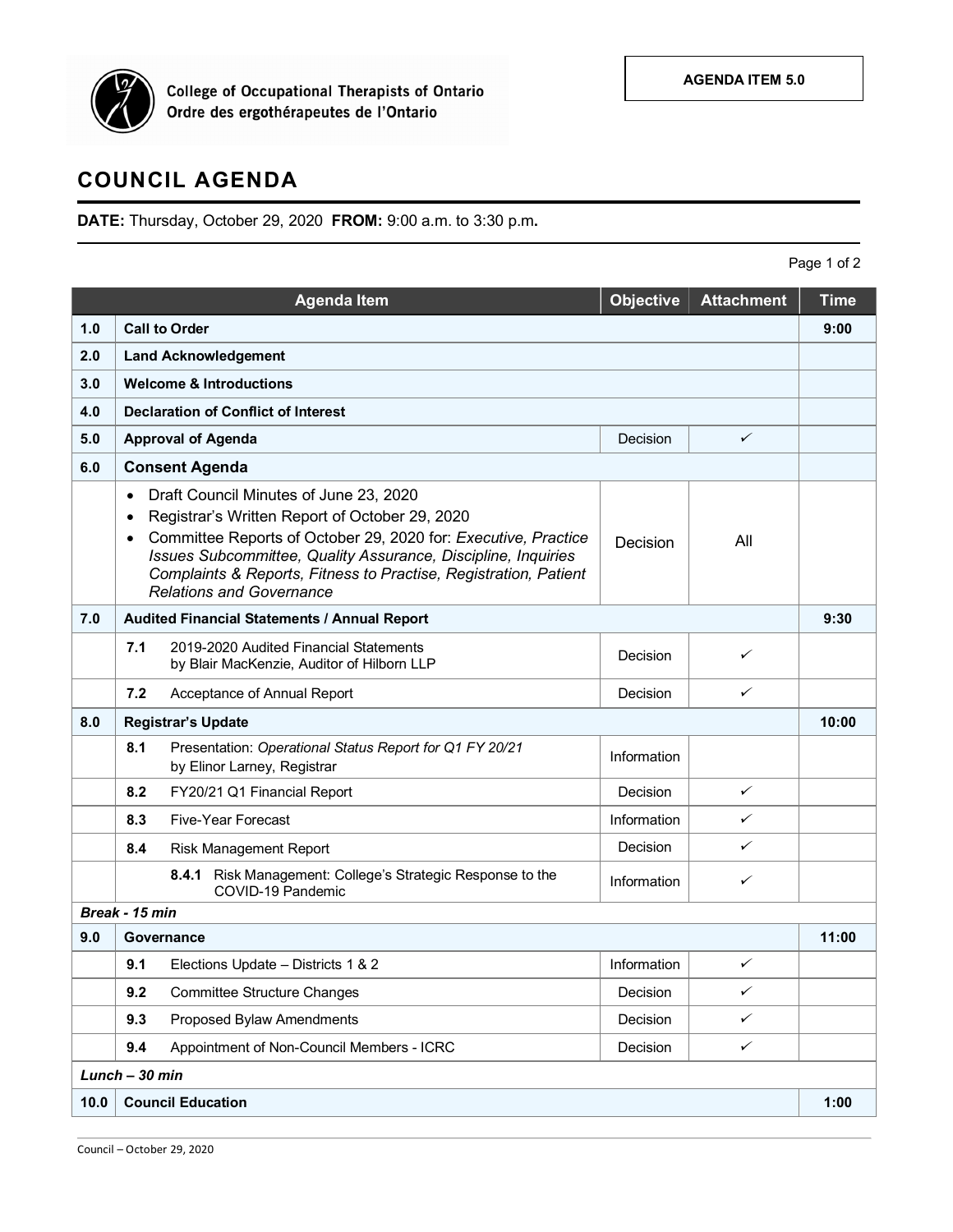College of Occupational Therapists of Ontario
Ordre des ergothérapeutes de l'Ontario

**AGENDA ITEM 5.0**

# COUNCIL AGENDA

**DATE:** Thursday, October 29, 2020 **FROM:** 9:00 a.m. to 3:30 p.m.

| | Agenda Item | Objective | Attachment | Time |
|---|---|---|---|---|
| **1.0** | **Call to Order** | | | **9:00** |
| **2.0** | **Land Acknowledgement** | | | |
| **3.0** | **Welcome & Introductions** | | | |
| **4.0** | **Declaration of Conflict of Interest** | | | |
| **5.0** | **Approval of Agenda** | Decision | ✓ | |
| **6.0** | **Consent Agenda** | | | |
| | • Draft Council Minutes of June 23, 2020<br>• Registrar's Written Report of October 29, 2020<br>• Committee Reports of October 29, 2020 for: *Executive, Practice Issues Subcommittee, Quality Assurance, Discipline, Inquiries Complaints & Reports, Fitness to Practise, Registration, Patient Relations and Governance* | Decision | All | |
| **7.0** | **Audited Financial Statements / Annual Report** | | | **9:30** |
| | **7.1** 2019-2020 Audited Financial Statements by Blair MacKenzie, Auditor of Hilborn LLP | Decision | ✓ | |
| | **7.2** Acceptance of Annual Report | Decision | ✓ | |
| **8.0** | **Registrar's Update** | | | **10:00** |
| | **8.1** Presentation: *Operational Status Report for Q1 FY 20/21* by Elinor Larney, Registrar | Information | | |
| | **8.2** FY20/21 Q1 Financial Report | Decision | ✓ | |
| | **8.3** Five-Year Forecast | Information | ✓ | |
| | **8.4** Risk Management Report | Decision | ✓ | |
| | **8.4.1** Risk Management: College's Strategic Response to the COVID-19 Pandemic | Information | ✓ | |
| ***Break - 15 min*** | | | | |
| **9.0** | **Governance** | | | **11:00** |
| | **9.1** Elections Update – Districts 1 & 2 | Information | ✓ | |
| | **9.2** Committee Structure Changes | Decision | ✓ | |
| | **9.3** Proposed Bylaw Amendments | Decision | ✓ | |
| | **9.4** Appointment of Non-Council Members - ICRC | Decision | ✓ | |
| ***Lunch – 30 min*** | | | | |
| **10.0** | **Council Education** | | | **1:00** |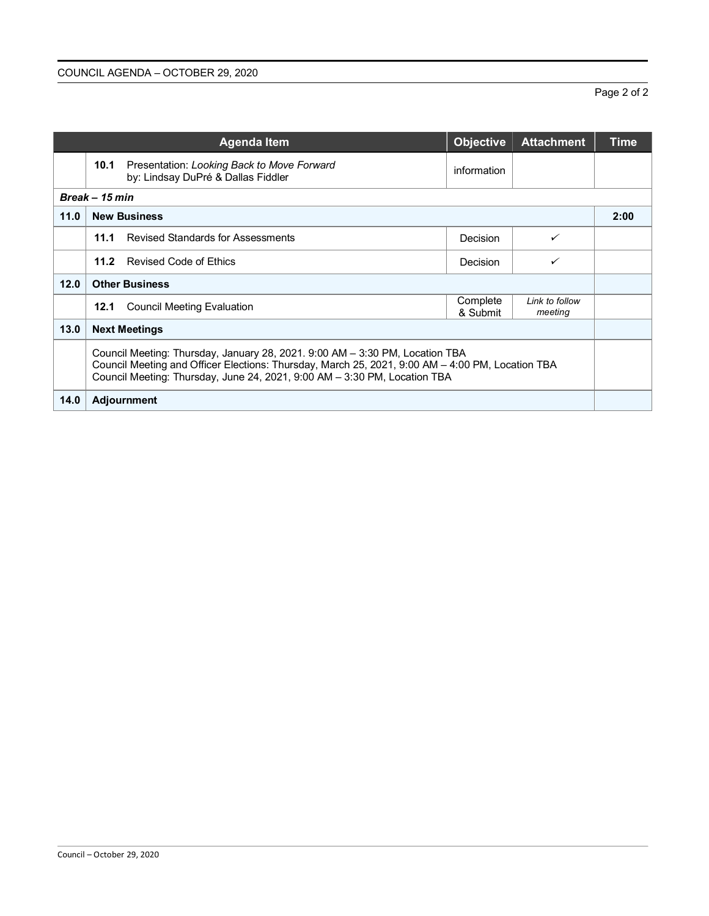| | Agenda Item | Objective | Attachment | Time |
|---|---|---|---|---|
| | **10.1** Presentation: *Looking Back to Move Forward* by: Lindsay DuPré & Dallas Fiddler | information | | |
| ***Break – 15 min*** | | | | |
| **11.0** | **New Business** | | | **2:00** |
| | **11.1** Revised Standards for Assessments | Decision | ✓ | |
| | **11.2** Revised Code of Ethics | Decision | ✓ | |
| **12.0** | **Other Business** | | | |
| | **12.1** Council Meeting Evaluation | Complete & Submit | *Link to follow meeting* | |
| **13.0** | **Next Meetings** | | | |
| | Council Meeting: Thursday, January 28, 2021. 9:00 AM – 3:30 PM, Location TBA<br>Council Meeting and Officer Elections: Thursday, March 25, 2021, 9:00 AM – 4:00 PM, Location TBA<br>Council Meeting: Thursday, June 24, 2021, 9:00 AM – 3:30 PM, Location TBA | | | |
| **14.0** | **Adjournment** | | | |